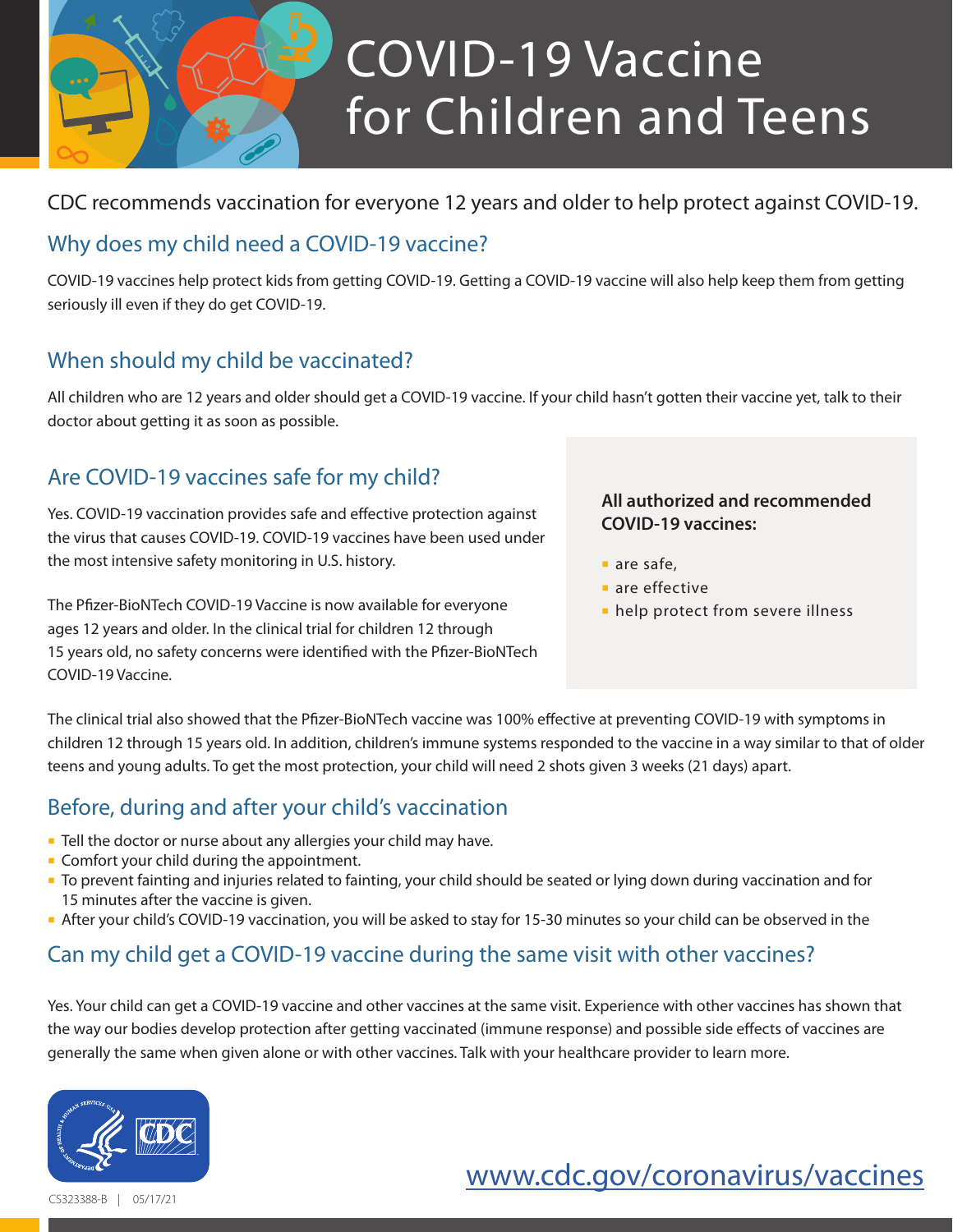# COVID-19 Vaccine for Children and Teens

CDC recommends vaccination for everyone 12 years and older to help protect against COVID-19.

## Why does my child need a COVID-19 vaccine?

COVID-19 vaccines help protect kids from getting COVID-19. Getting a COVID-19 vaccine will also help keep them from getting seriously ill even if they do get COVID-19.

## When should my child be vaccinated?

All children who are 12 years and older should get a COVID-19 vaccine. If your child hasn't gotten their vaccine yet, talk to their doctor about getting it as soon as possible.

## Are COVID-19 vaccines safe for my child?

Yes. COVID-19 vaccination provides safe and effective protection against the virus that causes COVID-19. COVID-19 vaccines have been used under the most intensive safety monitoring in U.S. history.

The Pfizer-BioNTech COVID-19 Vaccine is now available for everyone ages 12 years and older. In the clinical trial for children 12 through 15 years old, no safety concerns were identified with the Pfizer-BioNTech COVID-19 Vaccine.

**All authorized and recommended COVID-19 vaccines:**

- are safe,
- are effective
- help protect from severe illness

The clinical trial also showed that the Pfizer-BioNTech vaccine was 100% effective at preventing COVID-19 with symptoms in children 12 through 15 years old. In addition, children's immune systems responded to the vaccine in a way similar to that of older teens and young adults. To get the most protection, your child will need 2 shots given 3 weeks (21 days) apart.

## Before, during and after your child's vaccination

- Tell the doctor or nurse about any allergies your child may have.
- Comfort your child during the appointment.
- To prevent fainting and injuries related to fainting, your child should be seated or lying down during vaccination and for 15 minutes after the vaccine is given.
- After your child's COVID-19 vaccination, you will be asked to stay for 15-30 minutes so your child can be observed in the

## Can my child get a COVID-19 vaccine during the same visit with other vaccines?

Yes. Your child can get a COVID-19 vaccine and other vaccines at the same visit. Experience with other vaccines has shown that the way our bodies develop protection after getting vaccinated (immune response) and possible side effects of vaccines are generally the same when given alone or with other vaccines. Talk with your healthcare provider to learn more.

CS323388-B | 05/17/21

www.cdc.gov/coronavirus/vaccines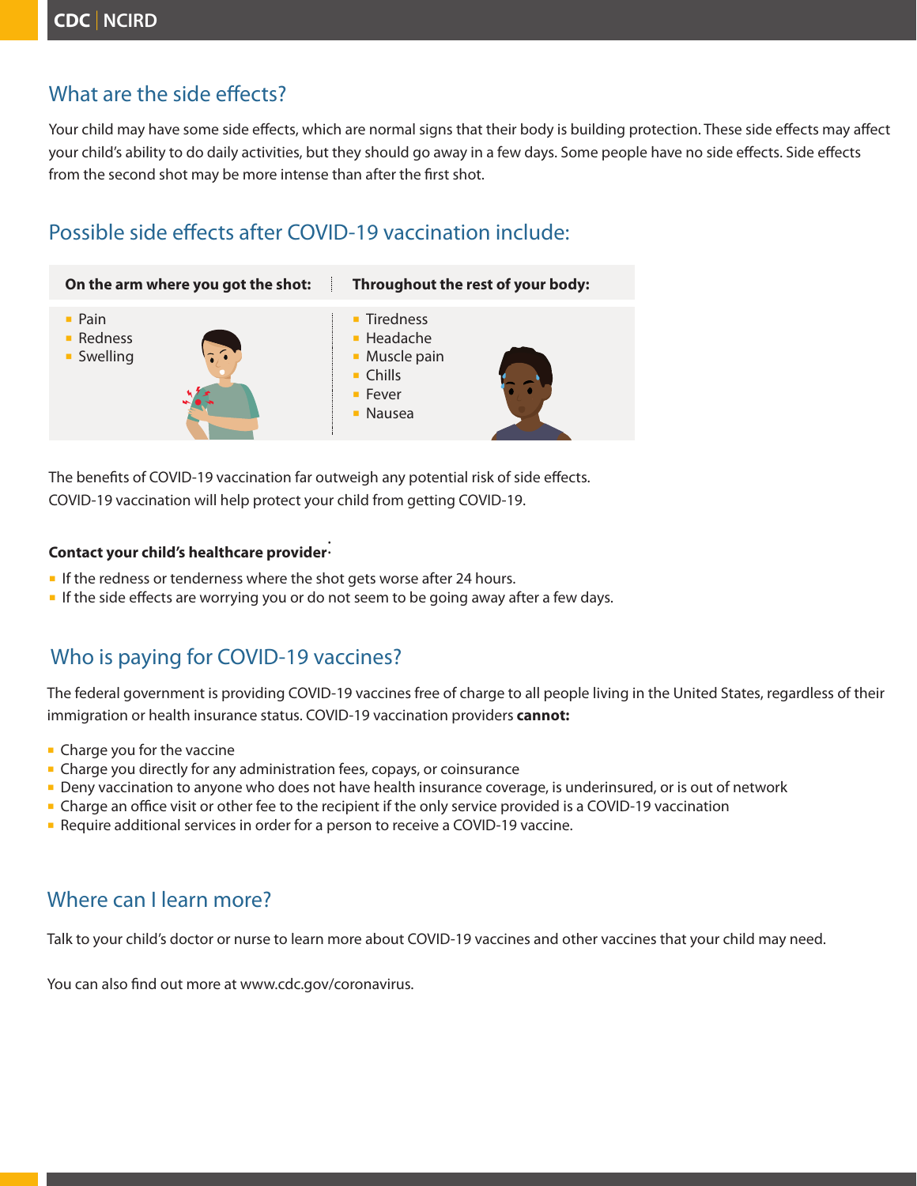## What are the side effects?

Your child may have some side effects, which are normal signs that their body is building protection. These side effects may affect your child's ability to do daily activities, but they should go away in a few days. Some people have no side effects. Side effects from the second shot may be more intense than after the first shot.

## Possible side effects after COVID-19 vaccination include:

| On the arm where you got the shot: | Throughout the rest of your body: |
|---|---|
| Pain | Tiredness |
| Redness | Headache |
| Swelling | Muscle pain |
| | Chills |
| | Fever |
| | Nausea |

The benefits of COVID-19 vaccination far outweigh any potential risk of side effects. COVID-19 vaccination will help protect your child from getting COVID-19.

**Contact your child's healthcare provider:**

- If the redness or tenderness where the shot gets worse after 24 hours.
- If the side effects are worrying you or do not seem to be going away after a few days.

## Who is paying for COVID-19 vaccines?

The federal government is providing COVID-19 vaccines free of charge to all people living in the United States, regardless of their immigration or health insurance status. COVID-19 vaccination providers **cannot:**

- Charge you for the vaccine
- Charge you directly for any administration fees, copays, or coinsurance
- Deny vaccination to anyone who does not have health insurance coverage, is underinsured, or is out of network
- Charge an office visit or other fee to the recipient if the only service provided is a COVID-19 vaccination
- Require additional services in order for a person to receive a COVID-19 vaccine.

## Where can I learn more?

Talk to your child's doctor or nurse to learn more about COVID-19 vaccines and other vaccines that your child may need.

You can also find out more at www.cdc.gov/coronavirus.